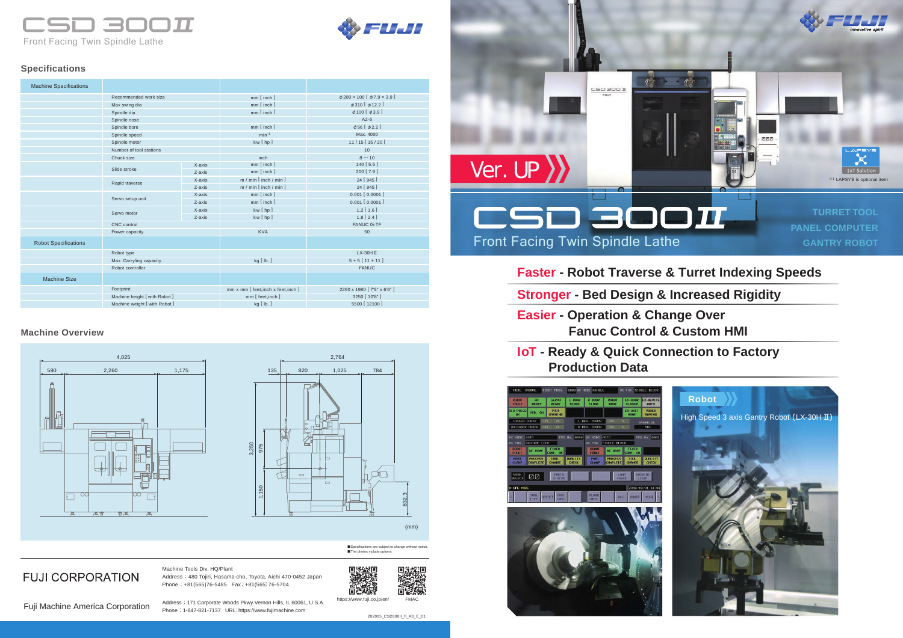# CSD 300II

Front Facing Twin Spindle Lathe

FUJI

## Specifications

| Machine Specifications | | | |
|---|---|---|---|
| Recommended work size | | mm [ inch ] | φ200 × 100 [ φ7.9 × 3.9 ] |
| Max swing dia | | mm [ inch ] | φ310 [ φ12.2 ] |
| Spindle dia | | mm [ inch ] | φ100 [ φ3.9 ] |
| Spindle nose | | | A2-6 |
| Spindle bore | | mm [ inch ] | φ56 [ φ2.2 ] |
| Spindle speed | | min⁻¹ | Max. 4000 |
| Spindle motor | | kw [ hp ] | 11 / 15 [ 15 / 20 ] |
| Number of tool stations | | | 10 |
| Chuck size | | inch | 8 ～ 10 |
| Slide stroke | X-axis | mm [ inch ] | 140 [ 5.5 ] |
| | Z-axis | mm [ inch ] | 200 [ 7.9 ] |
| Rapid traverse | X-axis | m / min [ inch / min ] | 24 [ 945 ] |
| | Z-axis | m / min [ inch / min ] | 24 [ 945 ] |
| Servo setup unit | X-axis | mm [ inch ] | 0.001 [ 0.0001 ] |
| | Z-axis | mm [ inch ] | 0.001 [ 0.0001 ] |
| Servo motor | X-axis | kw [ hp ] | 1.2 [ 1.6 ] |
| | Z-axis | kw [ hp ] | 1.8 [ 2.4 ] |
| CNC control | | | FANUC 0i-TF |
| Power capacity | | KVA | 50 |
| **Robot Specifications** | | | |
| Robot type | | | LX-30H II |
| Max. Carrying capacity | | kg [ lb. ] | 5 + 5 [ 11 + 11 ] |
| Robot controller | | | FANUC |
| **Machine Size** | | | |
| Footprint | | mm x mm [ feet,inch x feet,inch ] | 2260 x 1980 [ 7'5" x 6'6" ] |
| Machine height [ with Robot ] | | mm [ feet,inch ] | 3250 [ 10'8" ] |
| Machine weight [ with Robot ] | | kg [ lb. ] | 5500 [ 12100 ] |

## Machine Overview

(mm)

■ Specifications are subject to change without notice.
■ The photos include options.

**FUJI CORPORATION**

Machine Tools Div. HQ/Plant
Address：480 Tojiri, Hasama-cho, Toyota, Aichi 470-0452 Japan
Phone：+81(565)76-5485 Fax：+81(565)76-5704

https://www.fuji.co.jp/en/

FMAC

**Fuji Machine America Corporation**

Address：171 Corporate Woods Pkwy Vernon Hills, IL 60061, U.S.A.
Phone：1-847-821-7137 URL：https://www.fujimachine.com

202005_CSD300II_fl_A3_E_01

FUJI innovative spirit

LAFSYS IoT Solution

※1 LAPSYS is optional item

Ver. UP

# CSD 300II

Front Facing Twin Spindle Lathe

TURRET TOOL
PANEL COMPUTER
GANTRY ROBOT

**Faster** - Robot Traverse & Turret Indexing Speeds

**Stronger** - Bed Design & Increased Rigidity

**Easier** - Operation & Change Over Fanuc Control & Custom HMI

**IoT** - Ready & Quick Connection to Factory Production Data

### Robot

High Speed 3 axis Gantry Robot（LX-30H II）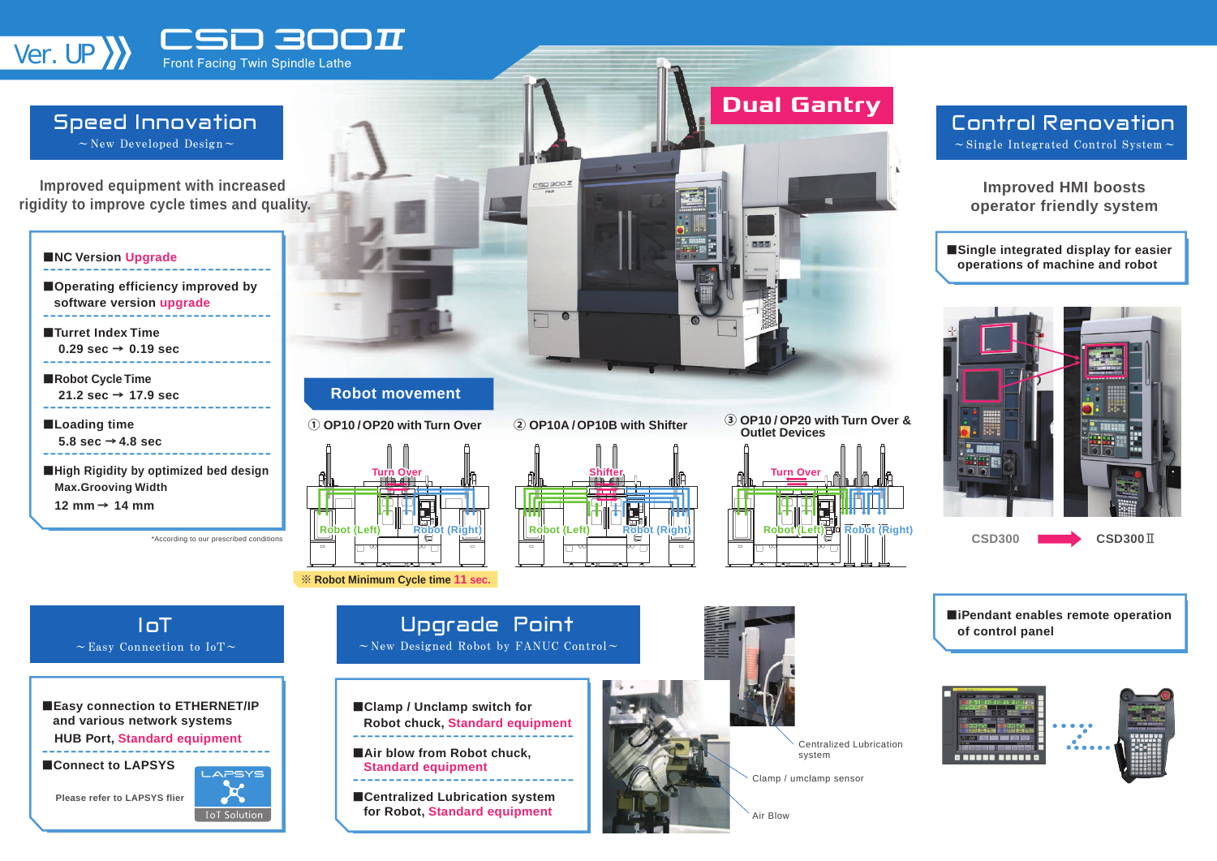Ver. UP

# CSD 300Ⅱ

Front Facing Twin Spindle Lathe

Dual Gantry

## Speed Innovation

~ New Developed Design ~

Improved equipment with increased rigidity to improve cycle times and quality.

- **NC Version Upgrade**
- **Operating efficiency improved by software version upgrade**
- **Turret Index Time**
  0.29 sec → 0.19 sec
- **Robot Cycle Time**
  21.2 sec → 17.9 sec
- **Loading time**
  5.8 sec → 4.8 sec
- **High Rigidity by optimized bed design**
  Max.Grooving Width
  12 mm → 14 mm

*According to our prescribed conditions

## Robot movement

① OP10 / OP20 with Turn Over

Turn Over
Robot (Left)
Robot (Right)

② OP10A / OP10B with Shifter

Shifter
Robot (Left)
Robot (Right)

③ OP10 / OP20 with Turn Over & Outlet Devices

Turn Over
Robot (Left)
Robot (Right)

※ Robot Minimum Cycle time 11 sec.

## Control Renovation

~ Single Integrated Control System ~

Improved HMI boosts operator friendly system

- **Single integrated display for easier operations of machine and robot**

CSD300 → CSD300Ⅱ

- **iPendant enables remote operation of control panel**

## IoT

~ Easy Connection to IoT ~

- **Easy connection to ETHERNET/IP and various network systems**
  HUB Port, Standard equipment
- **Connect to LAPSYS**

Please refer to LAPSYS flier

LAPSYS
IoT Solution

## Upgrade Point

~ New Designed Robot by FANUC Control ~

- **Clamp / Unclamp switch for Robot chuck, Standard equipment**
- **Air blow from Robot chuck, Standard equipment**
- **Centralized Lubrication system for Robot, Standard equipment**

Centralized Lubrication system

Clamp / umclamp sensor

Air Blow